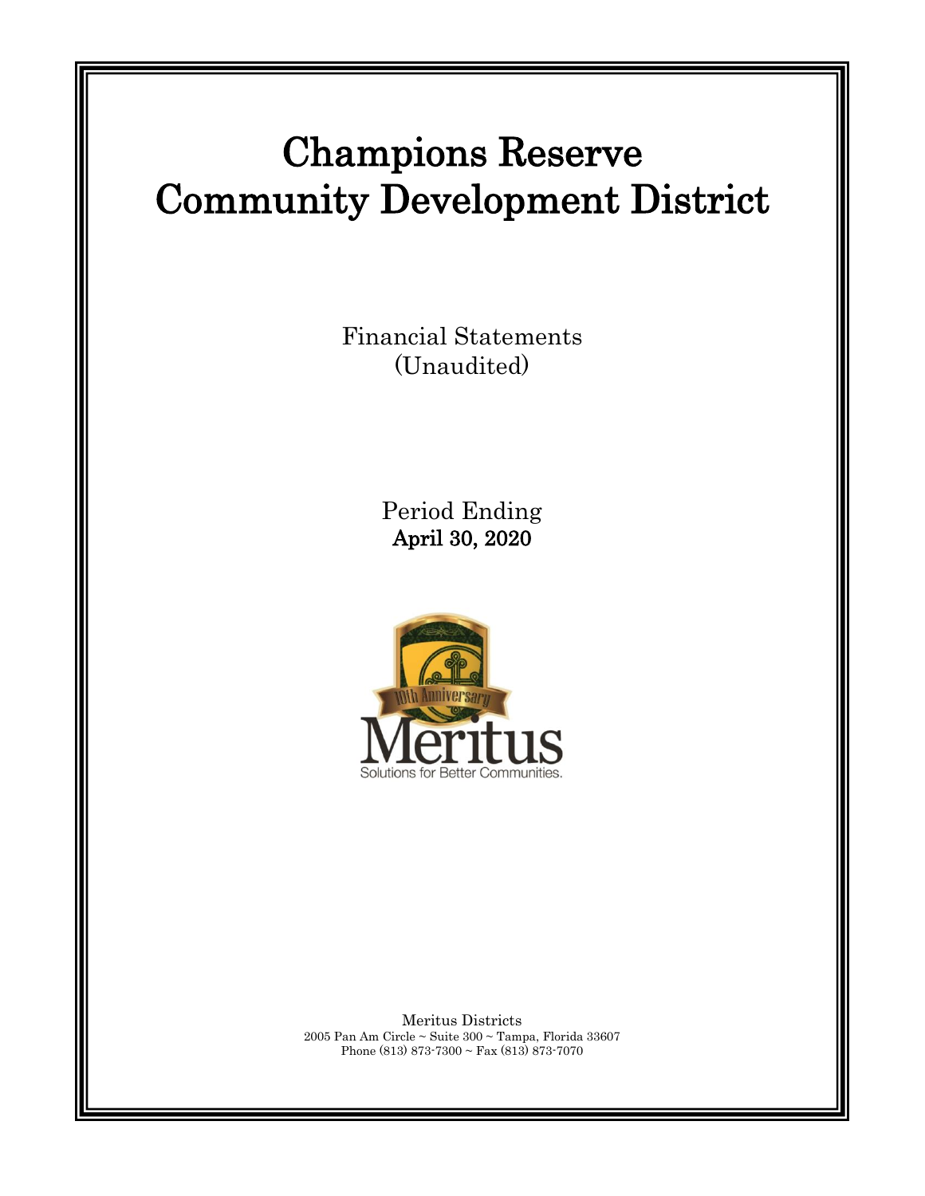# Champions Reserve Community Development District

Financial Statements
(Unaudited)

Period Ending
**April 30, 2020**

Meritus Districts
2005 Pan Am Circle ~ Suite 300 ~ Tampa, Florida 33607
Phone (813) 873-7300 ~ Fax (813) 873-7070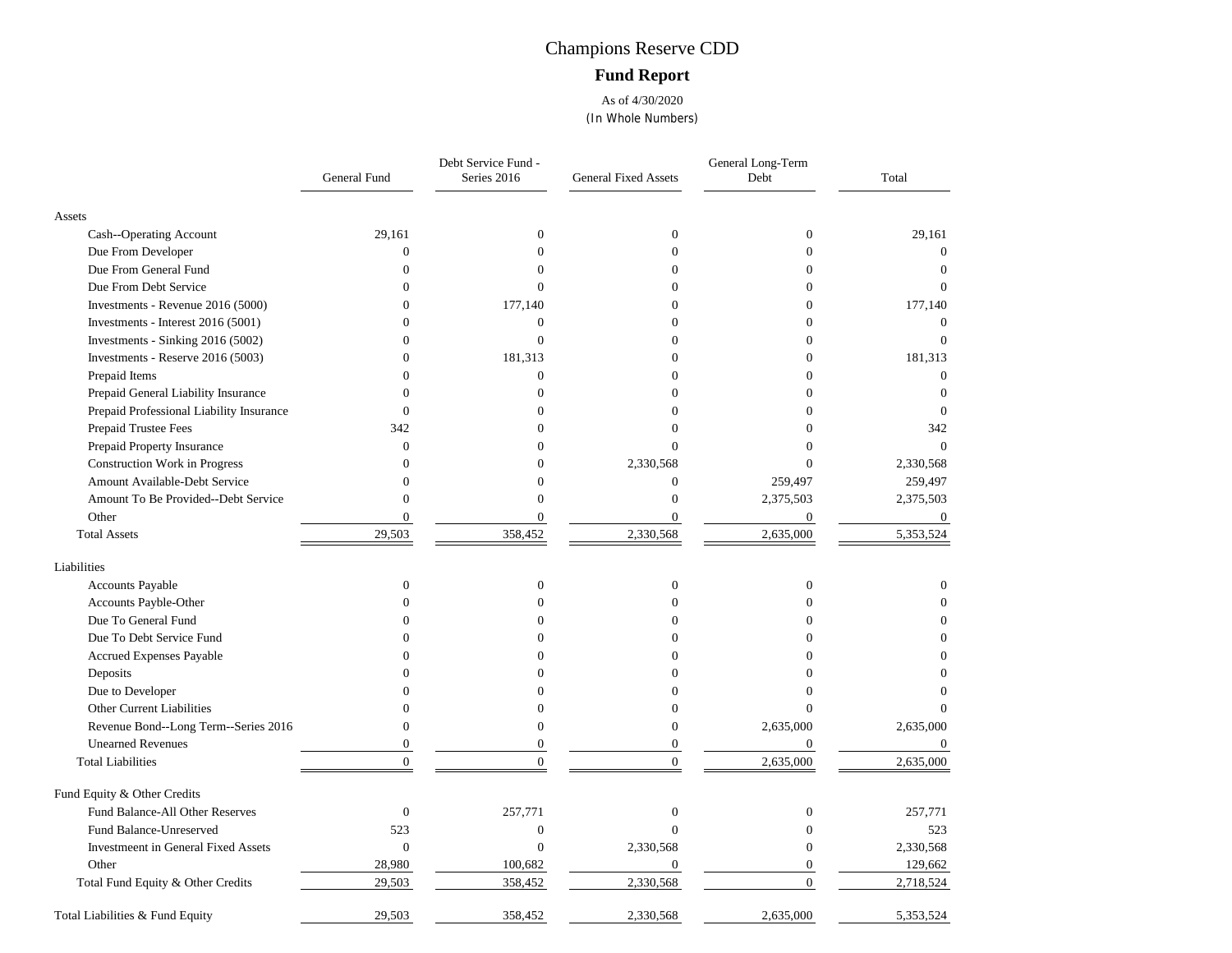# Champions Reserve CDD

## Fund Report

As of 4/30/2020

(In Whole Numbers)

| | General Fund | Debt Service Fund - Series 2016 | General Fixed Assets | General Long-Term Debt | Total |
|---|---|---|---|---|---|
| **Assets** | | | | | |
| Cash--Operating Account | 29,161 | 0 | 0 | 0 | 29,161 |
| Due From Developer | 0 | 0 | 0 | 0 | 0 |
| Due From General Fund | 0 | 0 | 0 | 0 | 0 |
| Due From Debt Service | 0 | 0 | 0 | 0 | 0 |
| Investments - Revenue 2016 (5000) | 0 | 177,140 | 0 | 0 | 177,140 |
| Investments - Interest 2016 (5001) | 0 | 0 | 0 | 0 | 0 |
| Investments - Sinking 2016 (5002) | 0 | 0 | 0 | 0 | 0 |
| Investments - Reserve 2016 (5003) | 0 | 181,313 | 0 | 0 | 181,313 |
| Prepaid Items | 0 | 0 | 0 | 0 | 0 |
| Prepaid General Liability Insurance | 0 | 0 | 0 | 0 | 0 |
| Prepaid Professional Liability Insurance | 0 | 0 | 0 | 0 | 0 |
| Prepaid Trustee Fees | 342 | 0 | 0 | 0 | 342 |
| Prepaid Property Insurance | 0 | 0 | 0 | 0 | 0 |
| Construction Work in Progress | 0 | 0 | 2,330,568 | 0 | 2,330,568 |
| Amount Available-Debt Service | 0 | 0 | 0 | 259,497 | 259,497 |
| Amount To Be Provided--Debt Service | 0 | 0 | 0 | 2,375,503 | 2,375,503 |
| Other | 0 | 0 | 0 | 0 | 0 |
| Total Assets | 29,503 | 358,452 | 2,330,568 | 2,635,000 | 5,353,524 |
| **Liabilities** | | | | | |
| Accounts Payable | 0 | 0 | 0 | 0 | 0 |
| Accounts Payble-Other | 0 | 0 | 0 | 0 | 0 |
| Due To General Fund | 0 | 0 | 0 | 0 | 0 |
| Due To Debt Service Fund | 0 | 0 | 0 | 0 | 0 |
| Accrued Expenses Payable | 0 | 0 | 0 | 0 | 0 |
| Deposits | 0 | 0 | 0 | 0 | 0 |
| Due to Developer | 0 | 0 | 0 | 0 | 0 |
| Other Current Liabilities | 0 | 0 | 0 | 0 | 0 |
| Revenue Bond--Long Term--Series 2016 | 0 | 0 | 0 | 2,635,000 | 2,635,000 |
| Unearned Revenues | 0 | 0 | 0 | 0 | 0 |
| Total Liabilities | 0 | 0 | 0 | 2,635,000 | 2,635,000 |
| **Fund Equity & Other Credits** | | | | | |
| Fund Balance-All Other Reserves | 0 | 257,771 | 0 | 0 | 257,771 |
| Fund Balance-Unreserved | 523 | 0 | 0 | 0 | 523 |
| Investmeent in General Fixed Assets | 0 | 0 | 2,330,568 | 0 | 2,330,568 |
| Other | 28,980 | 100,682 | 0 | 0 | 129,662 |
| Total Fund Equity & Other Credits | 29,503 | 358,452 | 2,330,568 | 0 | 2,718,524 |
| Total Liabilities & Fund Equity | 29,503 | 358,452 | 2,330,568 | 2,635,000 | 5,353,524 |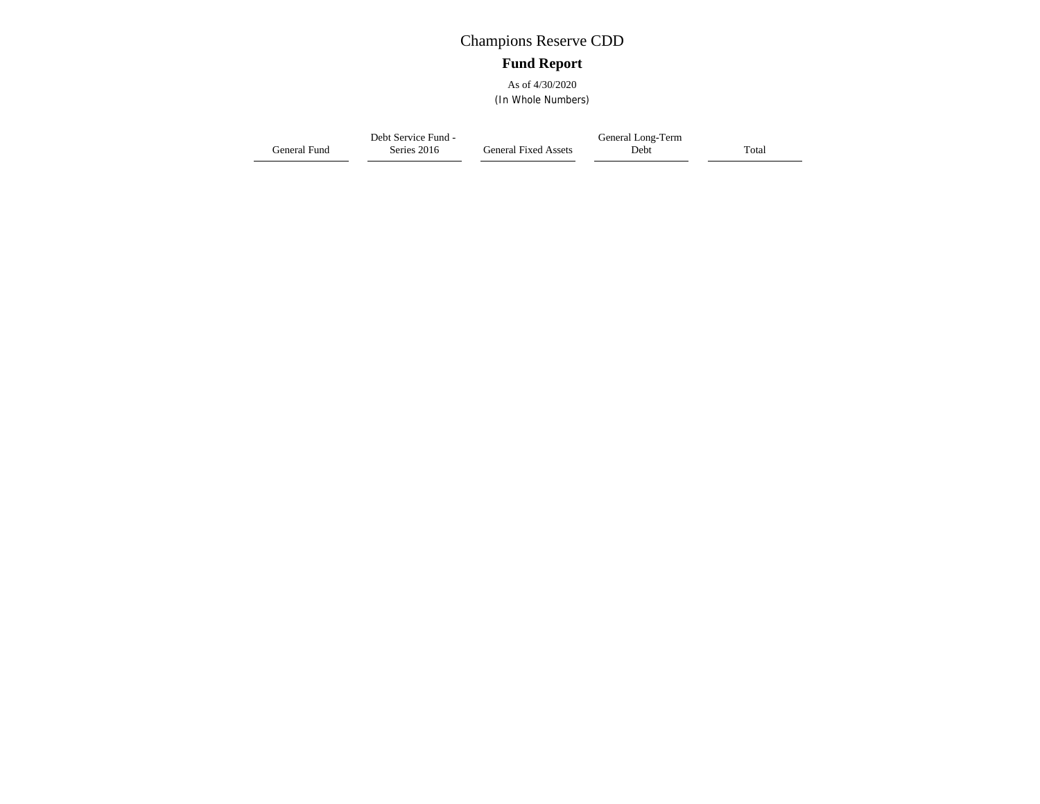# Champions Reserve CDD

## **Fund Report**

As of 4/30/2020
(In Whole Numbers)

| General Fund | Debt Service Fund - Series 2016 | General Fixed Assets | General Long-Term Debt | Total |
| --- | --- | --- | --- | --- |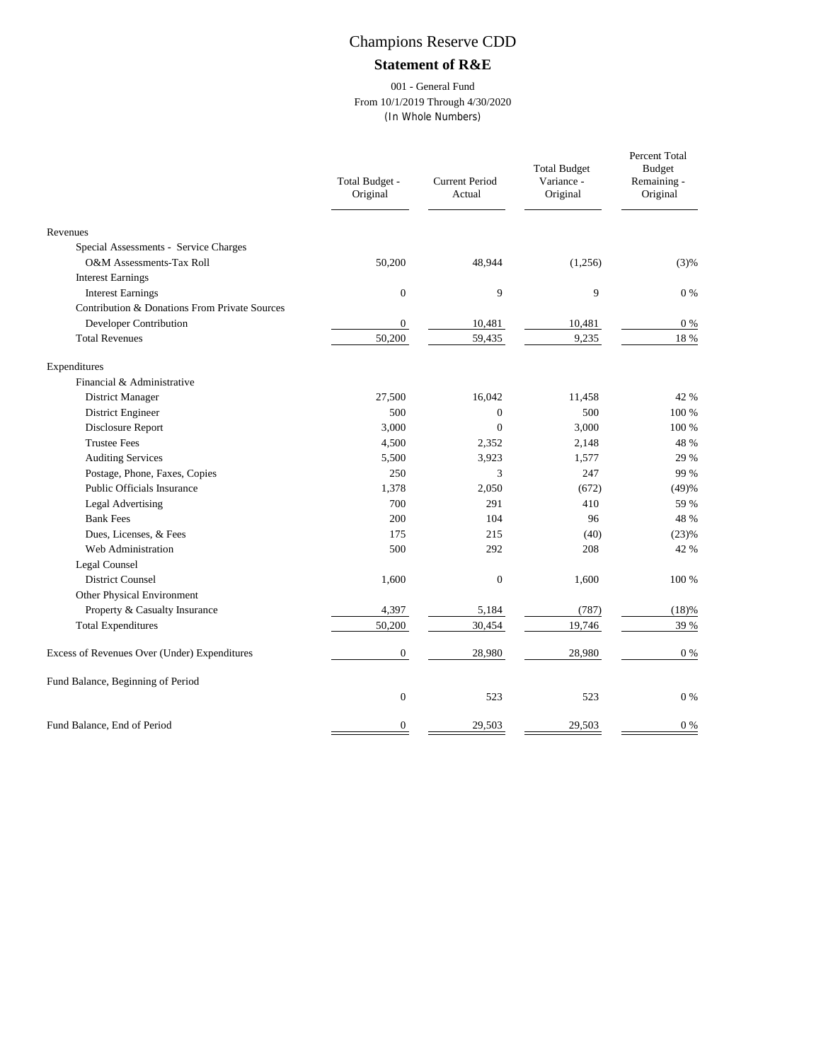# Champions Reserve CDD

## Statement of R&E

001 - General Fund
From 10/1/2019 Through 4/30/2020
(In Whole Numbers)

| | Total Budget - Original | Current Period Actual | Total Budget Variance - Original | Percent Total Budget Remaining - Original |
|---|---|---|---|---|
| Revenues | | | | |
| Special Assessments - Service Charges | | | | |
| O&M Assessments-Tax Roll | 50,200 | 48,944 | (1,256) | (3)% |
| Interest Earnings | | | | |
| Interest Earnings | 0 | 9 | 9 | 0 % |
| Contribution & Donations From Private Sources | | | | |
| Developer Contribution | 0 | 10,481 | 10,481 | 0 % |
| Total Revenues | 50,200 | 59,435 | 9,235 | 18 % |
| Expenditures | | | | |
| Financial & Administrative | | | | |
| District Manager | 27,500 | 16,042 | 11,458 | 42 % |
| District Engineer | 500 | 0 | 500 | 100 % |
| Disclosure Report | 3,000 | 0 | 3,000 | 100 % |
| Trustee Fees | 4,500 | 2,352 | 2,148 | 48 % |
| Auditing Services | 5,500 | 3,923 | 1,577 | 29 % |
| Postage, Phone, Faxes, Copies | 250 | 3 | 247 | 99 % |
| Public Officials Insurance | 1,378 | 2,050 | (672) | (49)% |
| Legal Advertising | 700 | 291 | 410 | 59 % |
| Bank Fees | 200 | 104 | 96 | 48 % |
| Dues, Licenses, & Fees | 175 | 215 | (40) | (23)% |
| Web Administration | 500 | 292 | 208 | 42 % |
| Legal Counsel | | | | |
| District Counsel | 1,600 | 0 | 1,600 | 100 % |
| Other Physical Environment | | | | |
| Property & Casualty Insurance | 4,397 | 5,184 | (787) | (18)% |
| Total Expenditures | 50,200 | 30,454 | 19,746 | 39 % |
| Excess of Revenues Over (Under) Expenditures | 0 | 28,980 | 28,980 | 0 % |
| Fund Balance, Beginning of Period | 0 | 523 | 523 | 0 % |
| Fund Balance, End of Period | 0 | 29,503 | 29,503 | 0 % |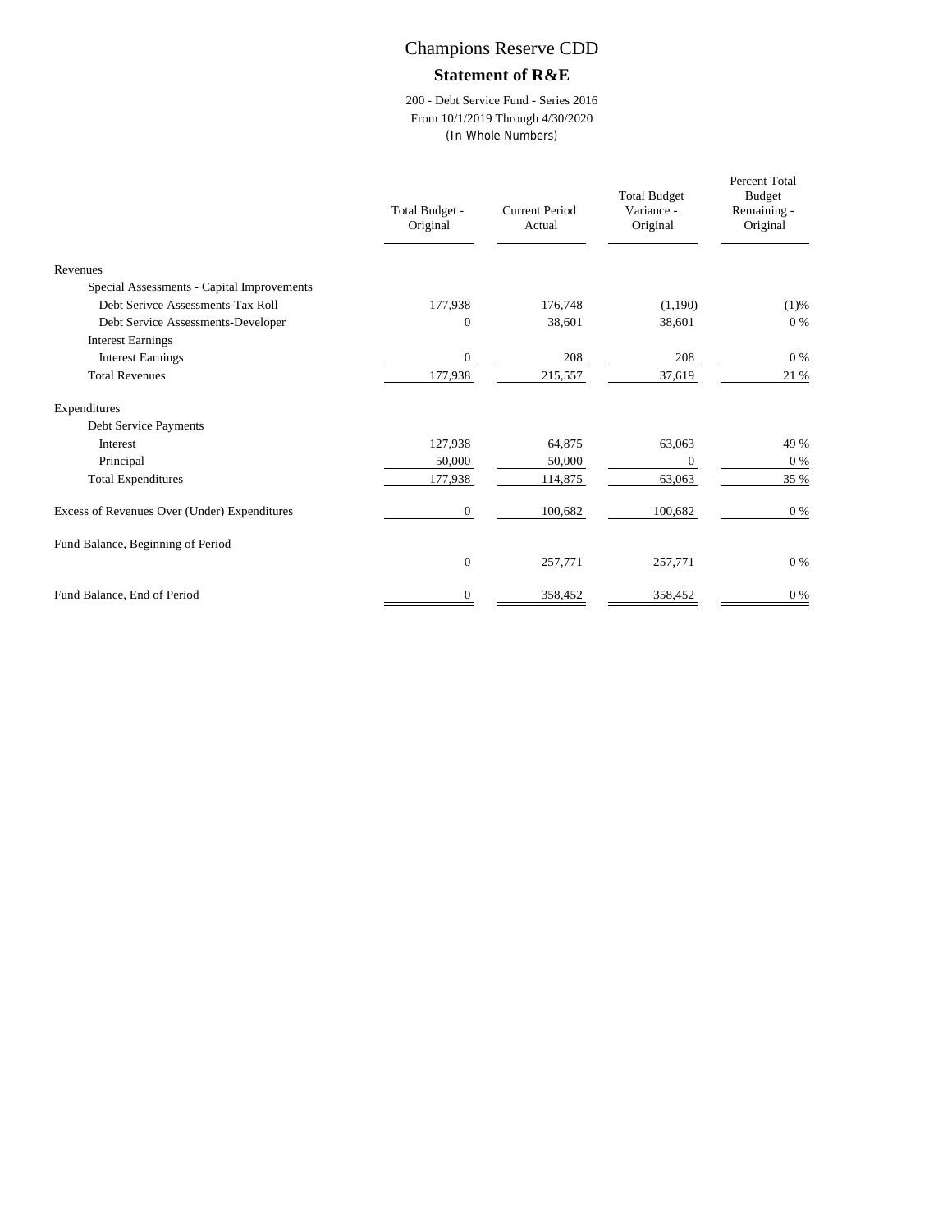# Champions Reserve CDD

## Statement of R&E

200 - Debt Service Fund - Series 2016
From 10/1/2019 Through 4/30/2020
(In Whole Numbers)

| | Total Budget - Original | Current Period Actual | Total Budget Variance - Original | Percent Total Budget Remaining - Original |
|---|---|---|---|---|
| Revenues | | | | |
| Special Assessments - Capital Improvements | | | | |
| Debt Serivce Assessments-Tax Roll | 177,938 | 176,748 | (1,190) | (1)% |
| Debt Service Assessments-Developer | 0 | 38,601 | 38,601 | 0 % |
| Interest Earnings | | | | |
| Interest Earnings | 0 | 208 | 208 | 0 % |
| Total Revenues | 177,938 | 215,557 | 37,619 | 21 % |
| Expenditures | | | | |
| Debt Service Payments | | | | |
| Interest | 127,938 | 64,875 | 63,063 | 49 % |
| Principal | 50,000 | 50,000 | 0 | 0 % |
| Total Expenditures | 177,938 | 114,875 | 63,063 | 35 % |
| Excess of Revenues Over (Under) Expenditures | 0 | 100,682 | 100,682 | 0 % |
| Fund Balance, Beginning of Period | 0 | 257,771 | 257,771 | 0 % |
| Fund Balance, End of Period | 0 | 358,452 | 358,452 | 0 % |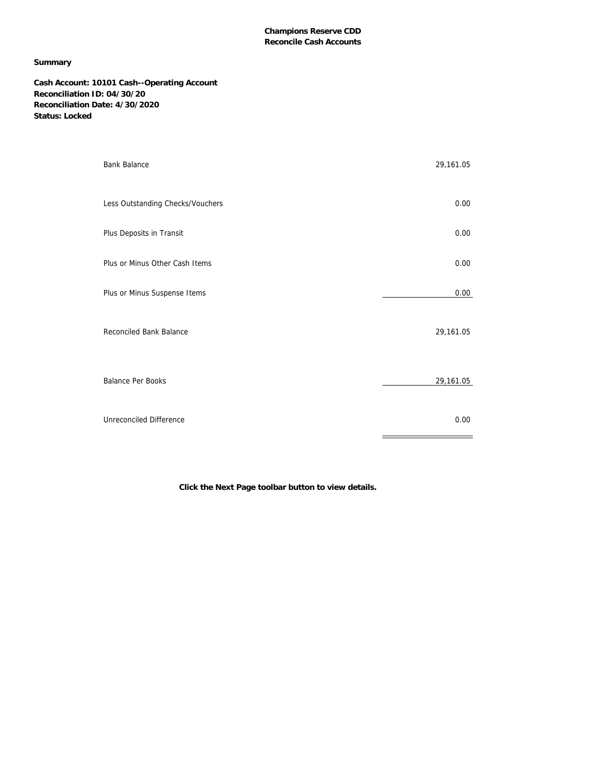**Champions Reserve CDD**
**Reconcile Cash Accounts**

**Summary**

**Cash Account: 10101 Cash--Operating Account**
**Reconciliation ID: 04/30/20**
**Reconciliation Date: 4/30/2020**
**Status: Locked**

| | |
|---|---:|
| Bank Balance | 29,161.05 |
| Less Outstanding Checks/Vouchers | 0.00 |
| Plus Deposits in Transit | 0.00 |
| Plus or Minus Other Cash Items | 0.00 |
| Plus or Minus Suspense Items | 0.00 |
| Reconciled Bank Balance | 29,161.05 |
| Balance Per Books | 29,161.05 |
| Unreconciled Difference | 0.00 |

**Click the Next Page toolbar button to view details.**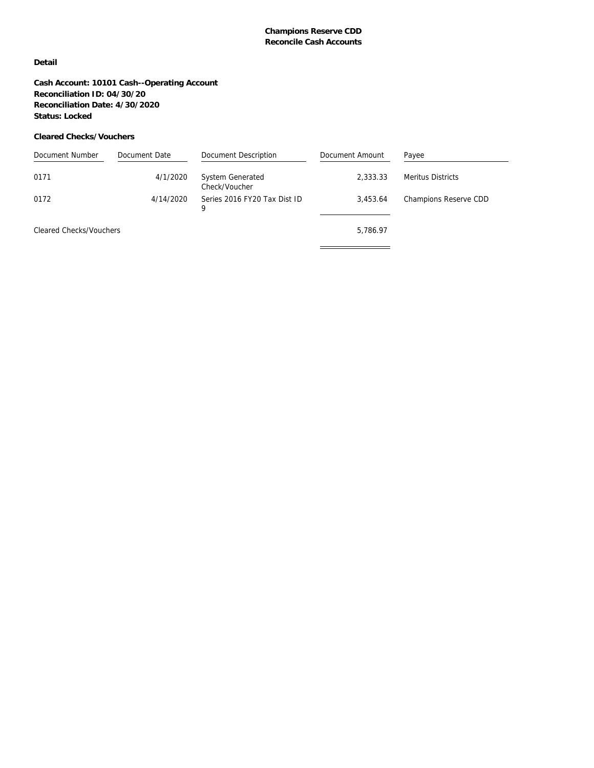**Champions Reserve CDD**
**Reconcile Cash Accounts**

**Detail**

**Cash Account: 10101 Cash--Operating Account**
**Reconciliation ID: 04/30/20**
**Reconciliation Date: 4/30/2020**
**Status: Locked**

**Cleared Checks/Vouchers**

| Document Number | Document Date | Document Description | Document Amount | Payee |
|---|---|---|---|---|
| 0171 | 4/1/2020 | System Generated Check/Voucher | 2,333.33 | Meritus Districts |
| 0172 | 4/14/2020 | Series 2016 FY20 Tax Dist ID 9 | 3,453.64 | Champions Reserve CDD |
| Cleared Checks/Vouchers | | | 5,786.97 | |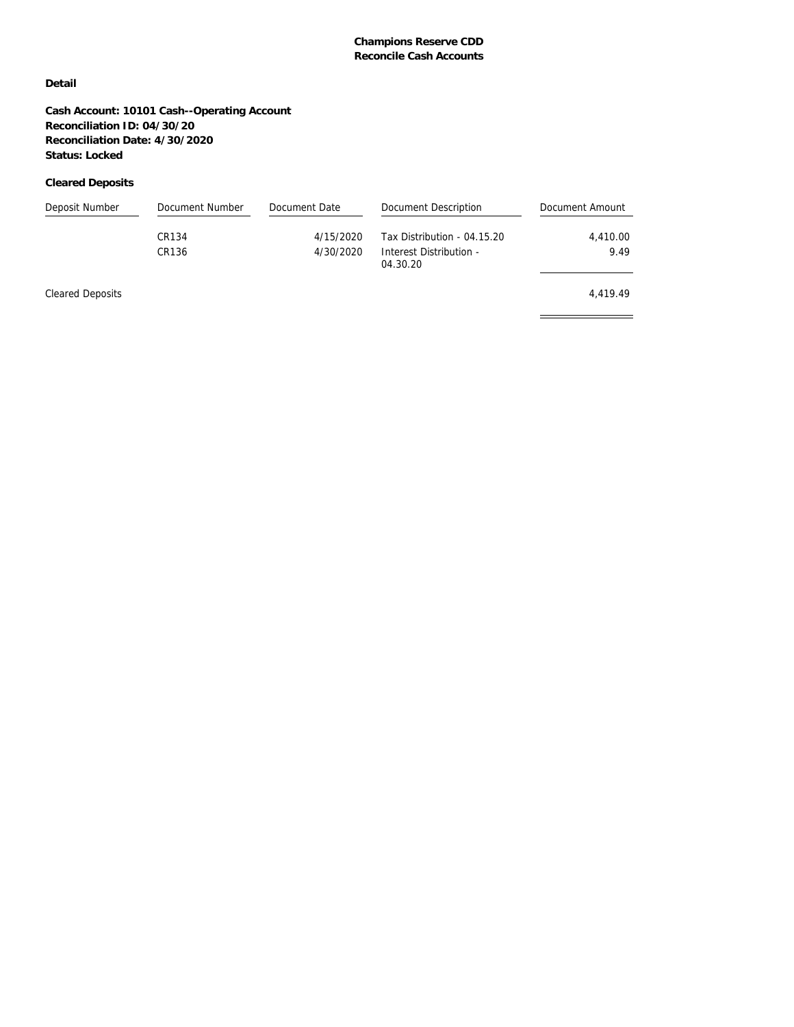**Champions Reserve CDD**
**Reconcile Cash Accounts**

**Detail**

**Cash Account: 10101 Cash--Operating Account**
**Reconciliation ID: 04/30/20**
**Reconciliation Date: 4/30/2020**
**Status: Locked**

**Cleared Deposits**

| Deposit Number | Document Number | Document Date | Document Description | Document Amount |
|---|---|---|---|---|
| | CR134 | 4/15/2020 | Tax Distribution - 04.15.20 | 4,410.00 |
| | CR136 | 4/30/2020 | Interest Distribution - 04.30.20 | 9.49 |
| Cleared Deposits | | | | 4,419.49 |